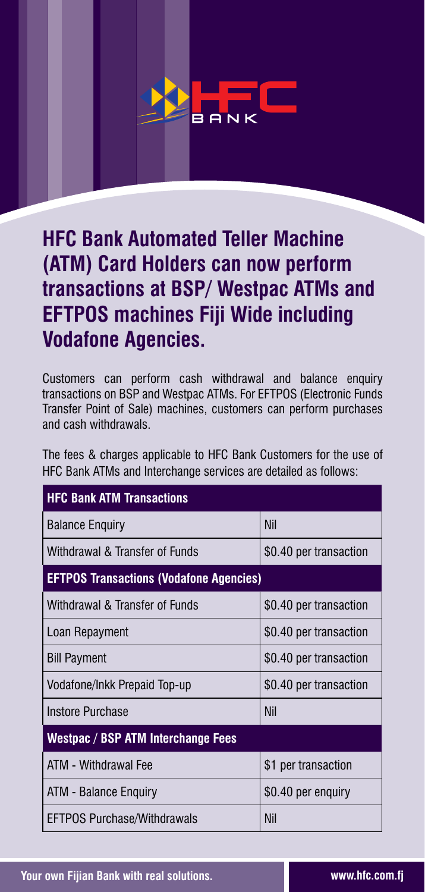# HFC Bank Automated Teller Machine (ATM) Card Holders can now perform transactions at BSP/ Westpac ATMs and EFTPOS machines Fiji Wide including Vodafone Agencies.

Customers can perform cash withdrawal and balance enquiry transactions on BSP and Westpac ATMs. For EFTPOS (Electronic Funds Transfer Point of Sale) machines, customers can perform purchases and cash withdrawals.

The fees & charges applicable to HFC Bank Customers for the use of HFC Bank ATMs and Interchange services are detailed as follows:

| **HFC Bank ATM Transactions** | |
|---|---|
| Balance Enquiry | Nil |
| Withdrawal & Transfer of Funds | $0.40 per transaction |
| **EFTPOS Transactions (Vodafone Agencies)** | |
| Withdrawal & Transfer of Funds | $0.40 per transaction |
| Loan Repayment | $0.40 per transaction |
| Bill Payment | $0.40 per transaction |
| Vodafone/Inkk Prepaid Top-up | $0.40 per transaction |
| Instore Purchase | Nil |
| **Westpac / BSP ATM Interchange Fees** | |
| ATM - Withdrawal Fee | $1 per transaction |
| ATM - Balance Enquiry | $0.40 per enquiry |
| EFTPOS Purchase/Withdrawals | Nil |

Your own Fijian Bank with real solutions. www.hfc.com.fj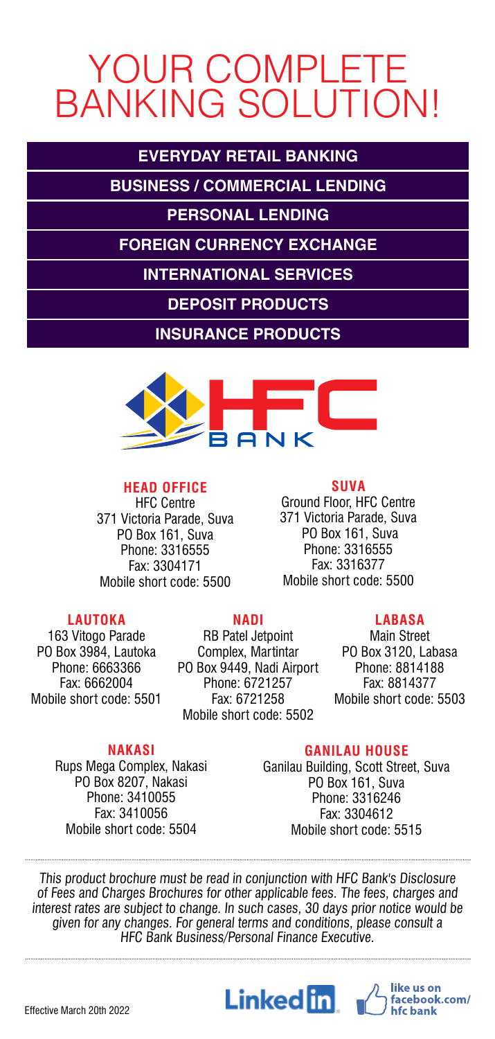# YOUR COMPLETE BANKING SOLUTION!

**EVERYDAY RETAIL BANKING**

**BUSINESS / COMMERCIAL LENDING**

**PERSONAL LENDING**

**FOREIGN CURRENCY EXCHANGE**

**INTERNATIONAL SERVICES**

**DEPOSIT PRODUCTS**

**INSURANCE PRODUCTS**

HFC BANK

**HEAD OFFICE**
HFC Centre
371 Victoria Parade, Suva
PO Box 161, Suva
Phone: 3316555
Fax: 3304171
Mobile short code: 5500

**SUVA**
Ground Floor, HFC Centre
371 Victoria Parade, Suva
PO Box 161, Suva
Phone: 3316555
Fax: 3316377
Mobile short code: 5500

**LAUTOKA**
163 Vitogo Parade
PO Box 3984, Lautoka
Phone: 6663366
Fax: 6662004
Mobile short code: 5501

**NADI**
RB Patel Jetpoint
Complex, Martintar
PO Box 9449, Nadi Airport
Phone: 6721257
Fax: 6721258
Mobile short code: 5502

**LABASA**
Main Street
PO Box 3120, Labasa
Phone: 8814188
Fax: 8814377
Mobile short code: 5503

**NAKASI**
Rups Mega Complex, Nakasi
PO Box 8207, Nakasi
Phone: 3410055
Fax: 3410056
Mobile short code: 5504

**GANILAU HOUSE**
Ganilau Building, Scott Street, Suva
PO Box 161, Suva
Phone: 3316246
Fax: 3304612
Mobile short code: 5515

*This product brochure must be read in conjunction with HFC Bank's Disclosure of Fees and Charges Brochures for other applicable fees. The fees, charges and interest rates are subject to change. In such cases, 30 days prior notice would be given for any changes. For general terms and conditions, please consult a HFC Bank Business/Personal Finance Executive.*

Effective March 20th 2022

LinkedIn

like us on facebook.com/hfc bank